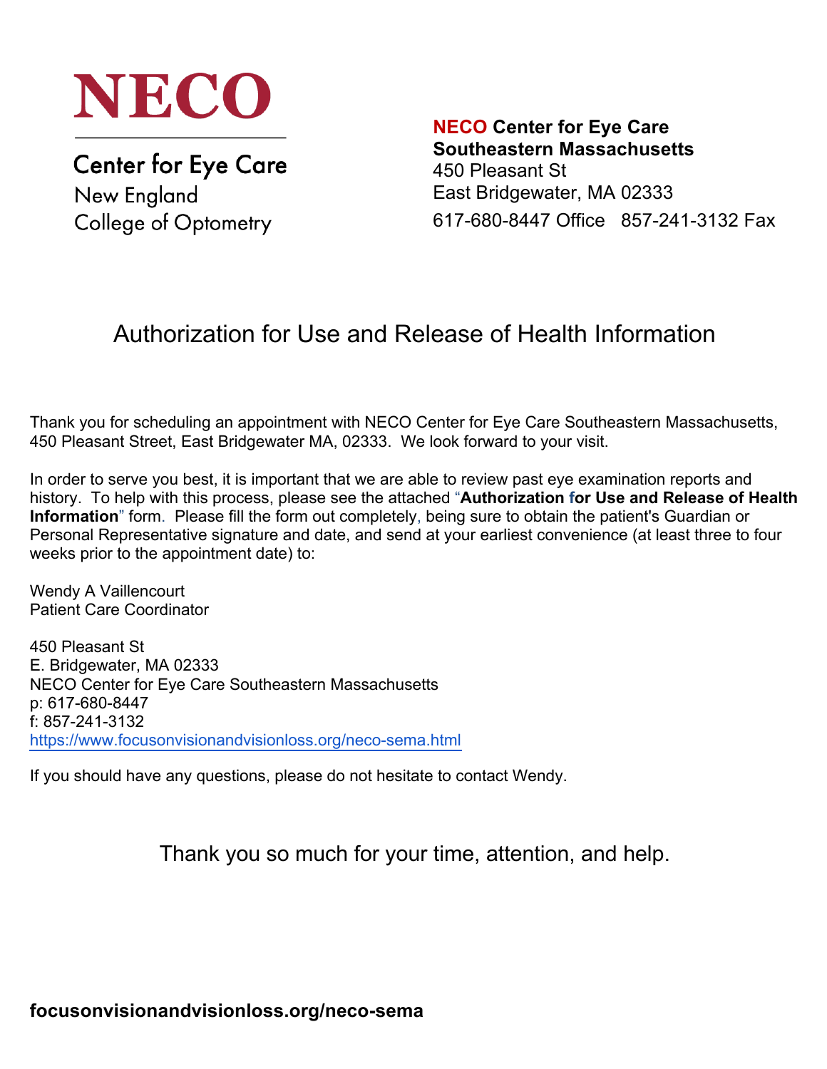**NECO**

Center for Eye Care
New England
College of Optometry

**NECO Center for Eye Care**
**Southeastern Massachusetts**
450 Pleasant St
East Bridgewater, MA 02333
617-680-8447 Office   857-241-3132 Fax

# Authorization for Use and Release of Health Information

Thank you for scheduling an appointment with NECO Center for Eye Care Southeastern Massachusetts, 450 Pleasant Street, East Bridgewater MA, 02333. We look forward to your visit.

In order to serve you best, it is important that we are able to review past eye examination reports and history. To help with this process, please see the attached "**Authorization for Use and Release of Health Information**" form. Please fill the form out completely, being sure to obtain the patient's Guardian or Personal Representative signature and date, and send at your earliest convenience (at least three to four weeks prior to the appointment date) to:

Wendy A Vaillencourt
Patient Care Coordinator

450 Pleasant St
E. Bridgewater, MA 02333
NECO Center for Eye Care Southeastern Massachusetts
p: 617-680-8447
f: 857-241-3132
https://www.focusonvisionandvisionloss.org/neco-sema.html

If you should have any questions, please do not hesitate to contact Wendy.

Thank you so much for your time, attention, and help.

**focusonvisionandvisionloss.org/neco-sema**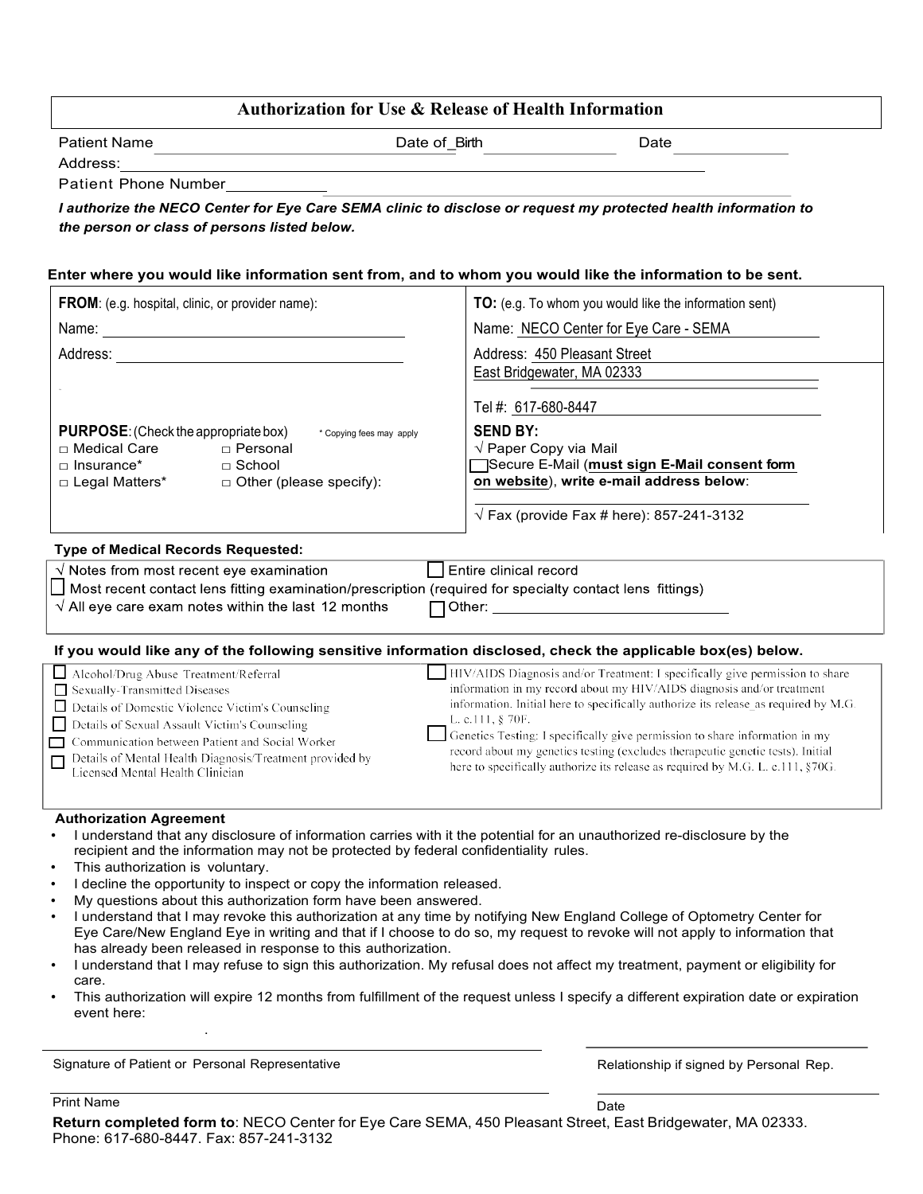# Authorization for Use & Release of Health Information

Patient Name ______________________ Date of_Birth ______________ Date ____________

Address: ____________________________________________________________

Patient Phone Number ___________

***I authorize the NECO Center for Eye Care SEMA clinic to disclose or request my protected health information to the person or class of persons listed below.***

**Enter where you would like information sent from, and to whom you would like the information to be sent.**

| | |
|---|---|
| **FROM**: (e.g. hospital, clinic, or provider name): | **TO:** (e.g. To whom you would like the information sent) |
| Name: ______________________ | Name: NECO Center for Eye Care - SEMA |
| Address: ______________________ | Address: 450 Pleasant Street<br>East Bridgewater, MA 02333 |
| | Tel #: 617-680-8447 |
| **PURPOSE**: (Check the appropriate box) * Copying fees may apply<br>□ Medical Care □ Personal<br>□ Insurance* □ School<br>□ Legal Matters* □ Other (please specify): | **SEND BY:**<br>√ Paper Copy via Mail<br>☐ Secure E-Mail (**must sign E-Mail consent form on website**), **write e-mail address below**:<br>______________________<br>√ Fax (provide Fax # here): 857-241-3132 |

**Type of Medical Records Requested:**

√ Notes from most recent eye examination ☐ Entire clinical record

☐ Most recent contact lens fitting examination/prescription (required for specialty contact lens fittings)

√ All eye care exam notes within the last 12 months ☐ Other: ______________________

**If you would like any of the following sensitive information disclosed, check the applicable box(es) below.**

- ☐ Alcohol/Drug Abuse Treatment/Referral
- ☐ Sexually-Transmitted Diseases
- ☐ Details of Domestic Violence Victim's Counseling
- ☐ Details of Sexual Assault Victim's Counseling
- ☐ Communication between Patient and Social Worker
- ☐ Details of Mental Health Diagnosis/Treatment provided by Licensed Mental Health Clinician
- ☐ HIV/AIDS Diagnosis and/or Treatment: I specifically give permission to share information in my record about my HIV/AIDS diagnosis and/or treatment information. Initial here to specifically authorize its release_as required by M.G. L. c.111, § 70F.
- ☐ Genetics Testing: I specifically give permission to share information in my record about my genetics testing (excludes therapeutic genetic tests). Initial here to specifically authorize its release as required by M.G. L. c.111, §70G.

**Authorization Agreement**

- I understand that any disclosure of information carries with it the potential for an unauthorized re-disclosure by the recipient and the information may not be protected by federal confidentiality rules.
- This authorization is voluntary.
- I decline the opportunity to inspect or copy the information released.
- My questions about this authorization form have been answered.
- I understand that I may revoke this authorization at any time by notifying New England College of Optometry Center for Eye Care/New England Eye in writing and that if I choose to do so, my request to revoke will not apply to information that has already been released in response to this authorization.
- I understand that I may refuse to sign this authorization. My refusal does not affect my treatment, payment or eligibility for care.
- This authorization will expire 12 months from fulfillment of the request unless I specify a different expiration date or expiration event here:

______________________ ______________________

Signature of Patient or Personal Representative Relationship if signed by Personal Rep.

______________________ ______________________

Print Name Date

**Return completed form to**: NECO Center for Eye Care SEMA, 450 Pleasant Street, East Bridgewater, MA 02333. Phone: 617-680-8447. Fax: 857-241-3132